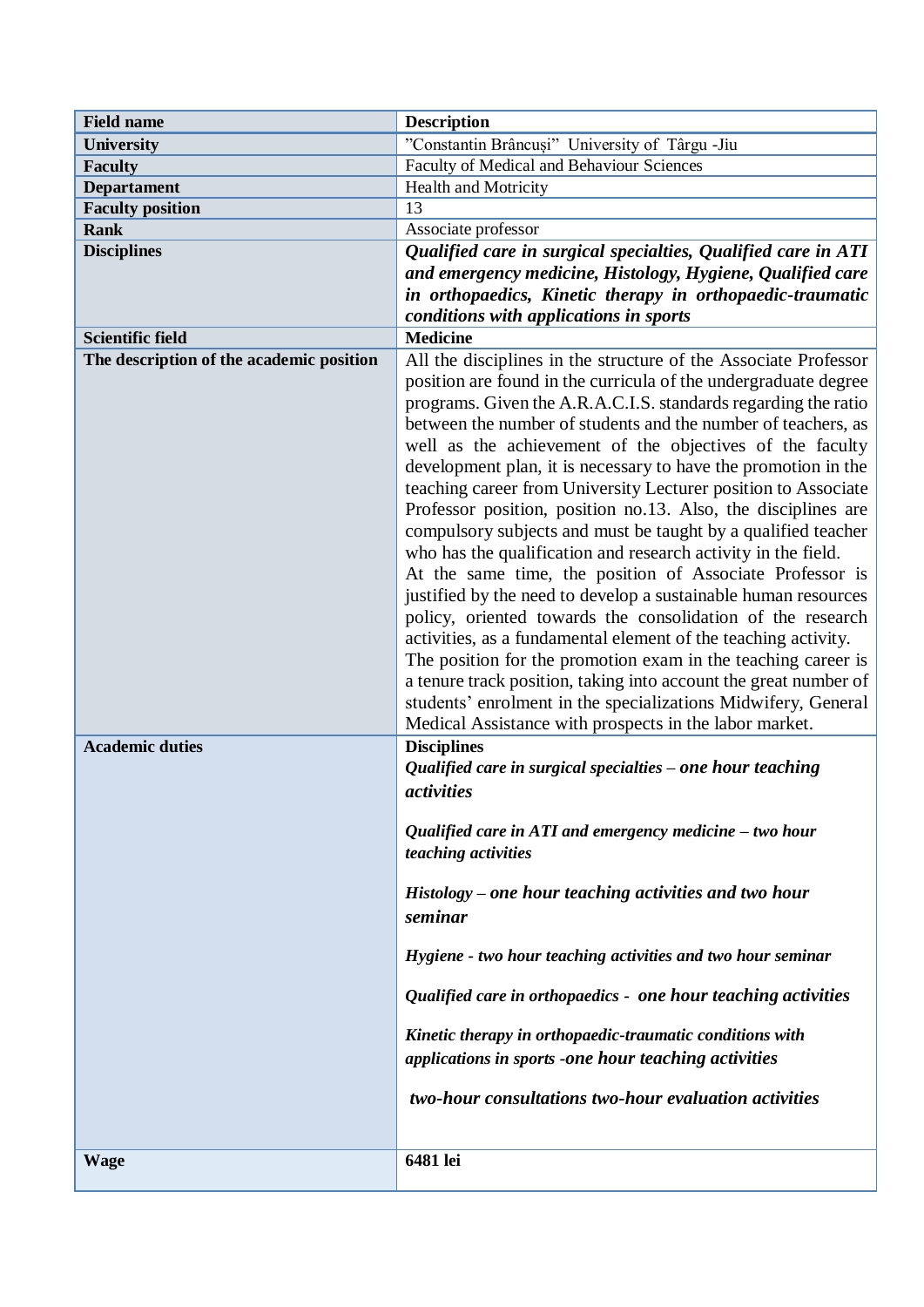| **Field name** | **Description** |
|---|---|
| **University** | ”Constantin Brâncuși” University of Târgu -Jiu |
| **Faculty** | Faculty of Medical and Behaviour Sciences |
| **Departament** | Health and Motricity |
| **Faculty position** | 13 |
| **Rank** | Associate professor |
| **Disciplines** | ***Qualified care in surgical specialties, Qualified care in ATI and emergency medicine, Histology, Hygiene, Qualified care in orthopaedics, Kinetic therapy in orthopaedic-traumatic conditions with applications in sports*** |
| **Scientific field** | **Medicine** |
| **The description of the academic position** | All the disciplines in the structure of the Associate Professor position are found in the curricula of the undergraduate degree programs. Given the A.R.A.C.I.S. standards regarding the ratio between the number of students and the number of teachers, as well as the achievement of the objectives of the faculty development plan, it is necessary to have the promotion in the teaching career from University Lecturer position to Associate Professor position, position no.13. Also, the disciplines are compulsory subjects and must be taught by a qualified teacher who has the qualification and research activity in the field.<br>At the same time, the position of Associate Professor is justified by the need to develop a sustainable human resources policy, oriented towards the consolidation of the research activities, as a fundamental element of the teaching activity.<br>The position for the promotion exam in the teaching career is a tenure track position, taking into account the great number of students' enrolment in the specializations Midwifery, General Medical Assistance with prospects in the labor market. |
| **Academic duties** | **Disciplines**<br>***Qualified care in surgical specialties – one hour teaching activities***<br><br>***Qualified care in ATI and emergency medicine – two hour teaching activities***<br><br>***Histology – one hour teaching activities and two hour seminar***<br><br>***Hygiene - two hour teaching activities and two hour seminar***<br><br>***Qualified care in orthopaedics - one hour teaching activities***<br><br>***Kinetic therapy in orthopaedic-traumatic conditions with applications in sports -one hour teaching activities***<br><br>***two-hour consultations two-hour evaluation activities*** |
| **Wage** | **6481 lei** |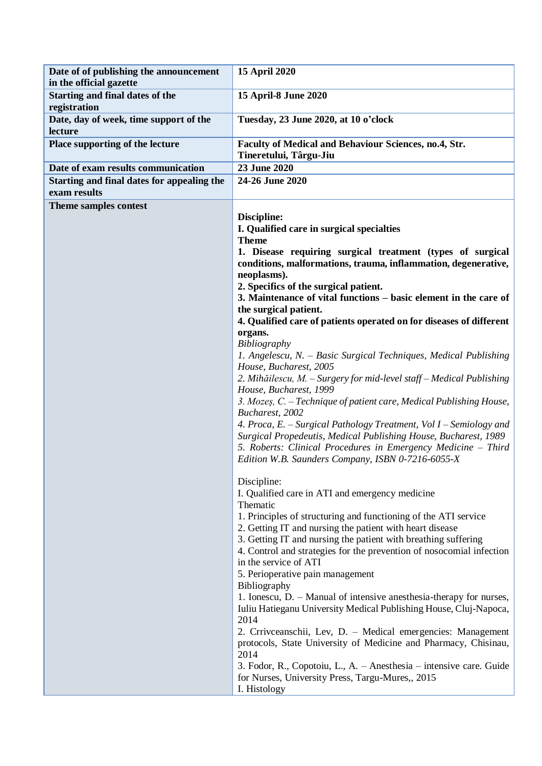| Date of of publishing the announcement in the official gazette | **15 April 2020** |
|---|---|
| **Starting and final dates of the registration** | **15 April-8 June 2020** |
| **Date, day of week, time support of the lecture** | **Tuesday, 23 June 2020, at 10 o'clock** |
| **Place supporting of the lecture** | **Faculty of Medical and Behaviour Sciences, no.4, Str. Tineretului, Târgu-Jiu** |
| **Date of exam results communication** | **23 June 2020** |
| **Starting and final dates for appealing the exam results** | **24-26 June 2020** |
| **Theme samples contest** | **Discipline:**<br>**I. Qualified care in surgical specialties**<br>**Theme**<br>**1. Disease requiring surgical treatment (types of surgical conditions, malformations, trauma, inflammation, degenerative, neoplasms).**<br>**2. Specifics of the surgical patient.**<br>**3. Maintenance of vital functions – basic element in the care of the surgical patient.**<br>**4. Qualified care of patients operated on for diseases of different organs.**<br>*Bibliography*<br>*1. Angelescu, N. – Basic Surgical Techniques, Medical Publishing House, Bucharest, 2005*<br>*2. Mihăilescu, M. – Surgery for mid-level staff – Medical Publishing House, Bucharest, 1999*<br>*3. Mozeș, C. – Technique of patient care, Medical Publishing House, Bucharest, 2002*<br>*4. Proca, E. – Surgical Pathology Treatment, Vol I – Semiology and Surgical Propedeutis, Medical Publishing House, Bucharest, 1989*<br>*5. Roberts: Clinical Procedures in Emergency Medicine – Third Edition W.B. Saunders Company, ISBN 0-7216-6055-X*<br><br>Discipline:<br>I. Qualified care in ATI and emergency medicine<br>Thematic<br>1. Principles of structuring and functioning of the ATI service<br>2. Getting IT and nursing the patient with heart disease<br>3. Getting IT and nursing the patient with breathing suffering<br>4. Control and strategies for the prevention of nosocomial infection in the service of ATI<br>5. Perioperative pain management<br>Bibliography<br>1. Ionescu, D. – Manual of intensive anesthesia-therapy for nurses, Iuliu Hatieganu University Medical Publishing House, Cluj-Napoca, 2014<br>2. Crrivceanschii, Lev, D. – Medical emergencies: Management protocols, State University of Medicine and Pharmacy, Chisinau, 2014<br>3. Fodor, R., Copotoiu, L., A. – Anesthesia – intensive care. Guide for Nurses, University Press, Targu-Mures,, 2015<br>I. Histology |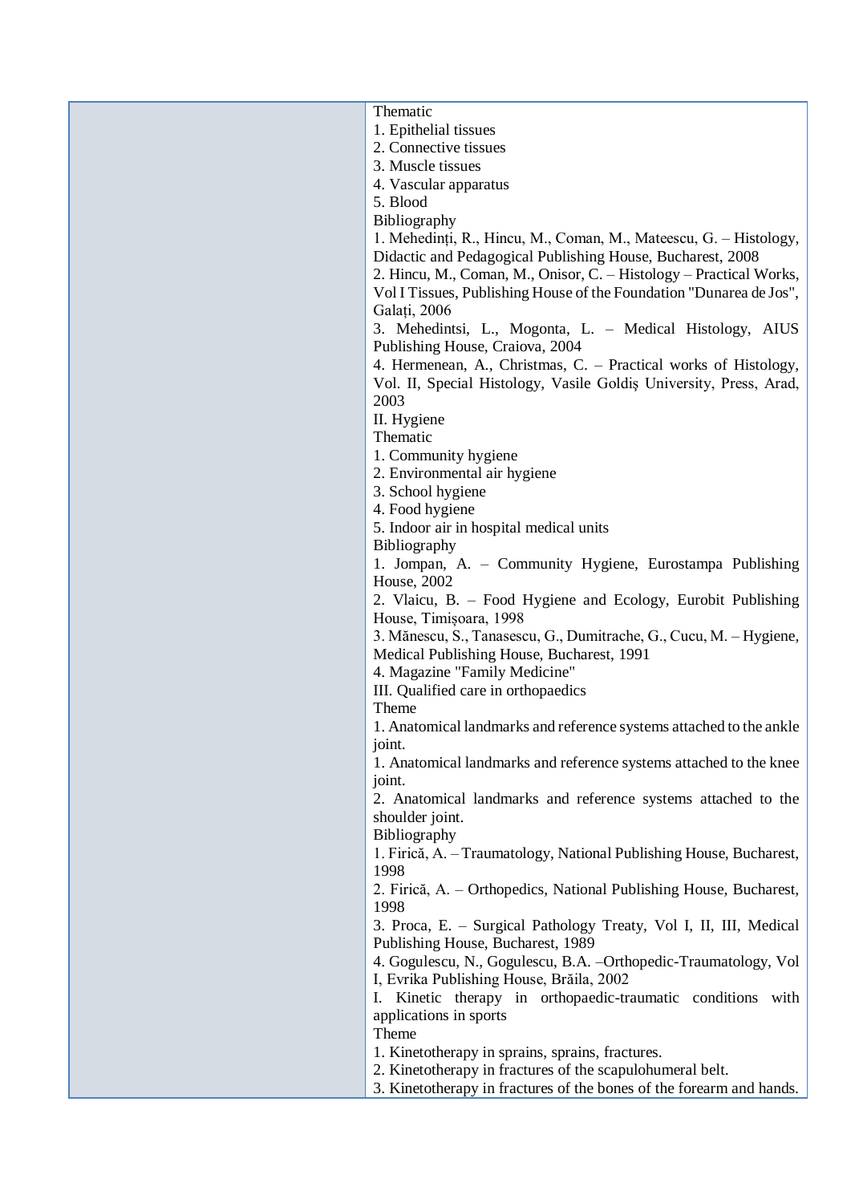| | |
|---|---|
| | Thematic<br>1. Epithelial tissues<br>2. Connective tissues<br>3. Muscle tissues<br>4. Vascular apparatus<br>5. Blood<br>Bibliography<br>1. Mehedinți, R., Hincu, M., Coman, M., Mateescu, G. – Histology, Didactic and Pedagogical Publishing House, Bucharest, 2008<br>2. Hincu, M., Coman, M., Onisor, C. – Histology – Practical Works, Vol I Tissues, Publishing House of the Foundation "Dunarea de Jos", Galați, 2006<br>3. Mehedintsi, L., Mogonta, L. – Medical Histology, AIUS Publishing House, Craiova, 2004<br>4. Hermenean, A., Christmas, C. – Practical works of Histology, Vol. II, Special Histology, Vasile Goldiş University, Press, Arad, 2003<br>II. Hygiene<br>Thematic<br>1. Community hygiene<br>2. Environmental air hygiene<br>3. School hygiene<br>4. Food hygiene<br>5. Indoor air in hospital medical units<br>Bibliography<br>1. Jompan, A. – Community Hygiene, Eurostampa Publishing House, 2002<br>2. Vlaicu, B. – Food Hygiene and Ecology, Eurobit Publishing House, Timișoara, 1998<br>3. Mănescu, S., Tanasescu, G., Dumitrache, G., Cucu, M. – Hygiene, Medical Publishing House, Bucharest, 1991<br>4. Magazine "Family Medicine"<br>III. Qualified care in orthopaedics<br>Theme<br>1. Anatomical landmarks and reference systems attached to the ankle joint.<br>1. Anatomical landmarks and reference systems attached to the knee joint.<br>2. Anatomical landmarks and reference systems attached to the shoulder joint.<br>Bibliography<br>1. Firică, A. – Traumatology, National Publishing House, Bucharest, 1998<br>2. Firică, A. – Orthopedics, National Publishing House, Bucharest, 1998<br>3. Proca, E. – Surgical Pathology Treaty, Vol I, II, III, Medical Publishing House, Bucharest, 1989<br>4. Gogulescu, N., Gogulescu, B.A. –Orthopedic-Traumatology, Vol I, Evrika Publishing House, Brăila, 2002<br>I. Kinetic therapy in orthopaedic-traumatic conditions with applications in sports<br>Theme<br>1. Kinetotherapy in sprains, sprains, fractures.<br>2. Kinetotherapy in fractures of the scapulohumeral belt.<br>3. Kinetotherapy in fractures of the bones of the forearm and hands. |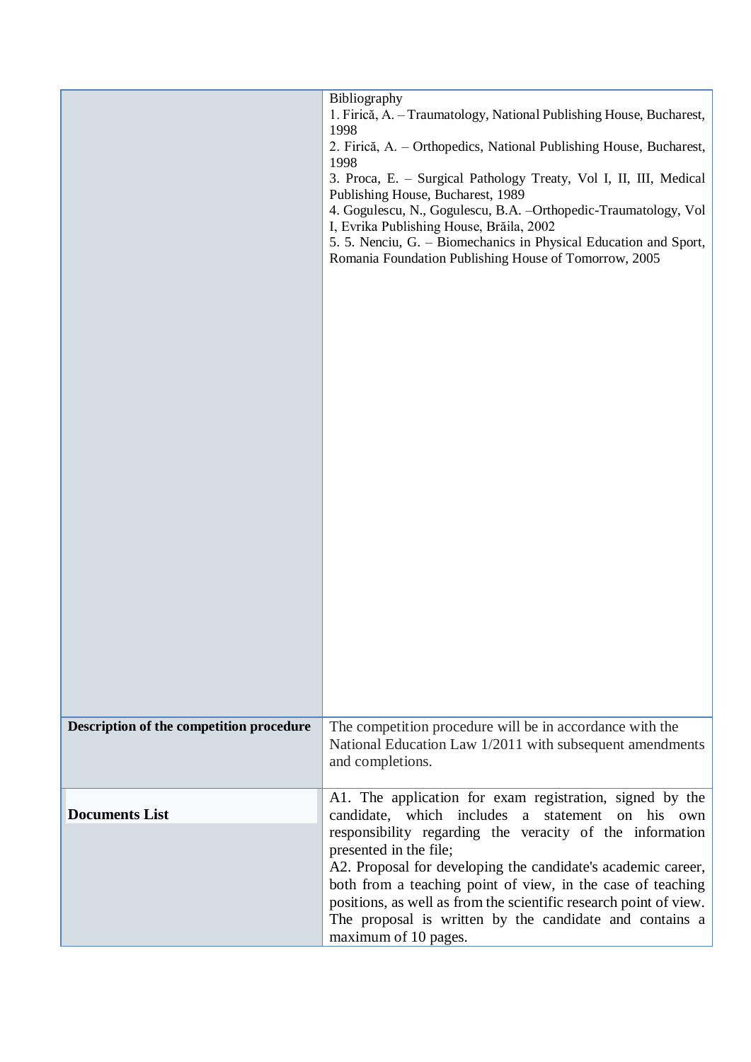| | |
|---|---|
| | Bibliography<br>1. Firică, A. – Traumatology, National Publishing House, Bucharest, 1998<br>2. Firică, A. – Orthopedics, National Publishing House, Bucharest, 1998<br>3. Proca, E. – Surgical Pathology Treaty, Vol I, II, III, Medical Publishing House, Bucharest, 1989<br>4. Gogulescu, N., Gogulescu, B.A. –Orthopedic-Traumatology, Vol I, Evrika Publishing House, Brăila, 2002<br>5. 5. Nenciu, G. – Biomechanics in Physical Education and Sport, Romania Foundation Publishing House of Tomorrow, 2005 |
| **Description of the competition procedure** | The competition procedure will be in accordance with the National Education Law 1/2011 with subsequent amendments and completions. |
| **Documents List** | A1. The application for exam registration, signed by the candidate, which includes a statement on his own responsibility regarding the veracity of the information presented in the file;<br>A2. Proposal for developing the candidate's academic career, both from a teaching point of view, in the case of teaching positions, as well as from the scientific research point of view. The proposal is written by the candidate and contains a maximum of 10 pages. |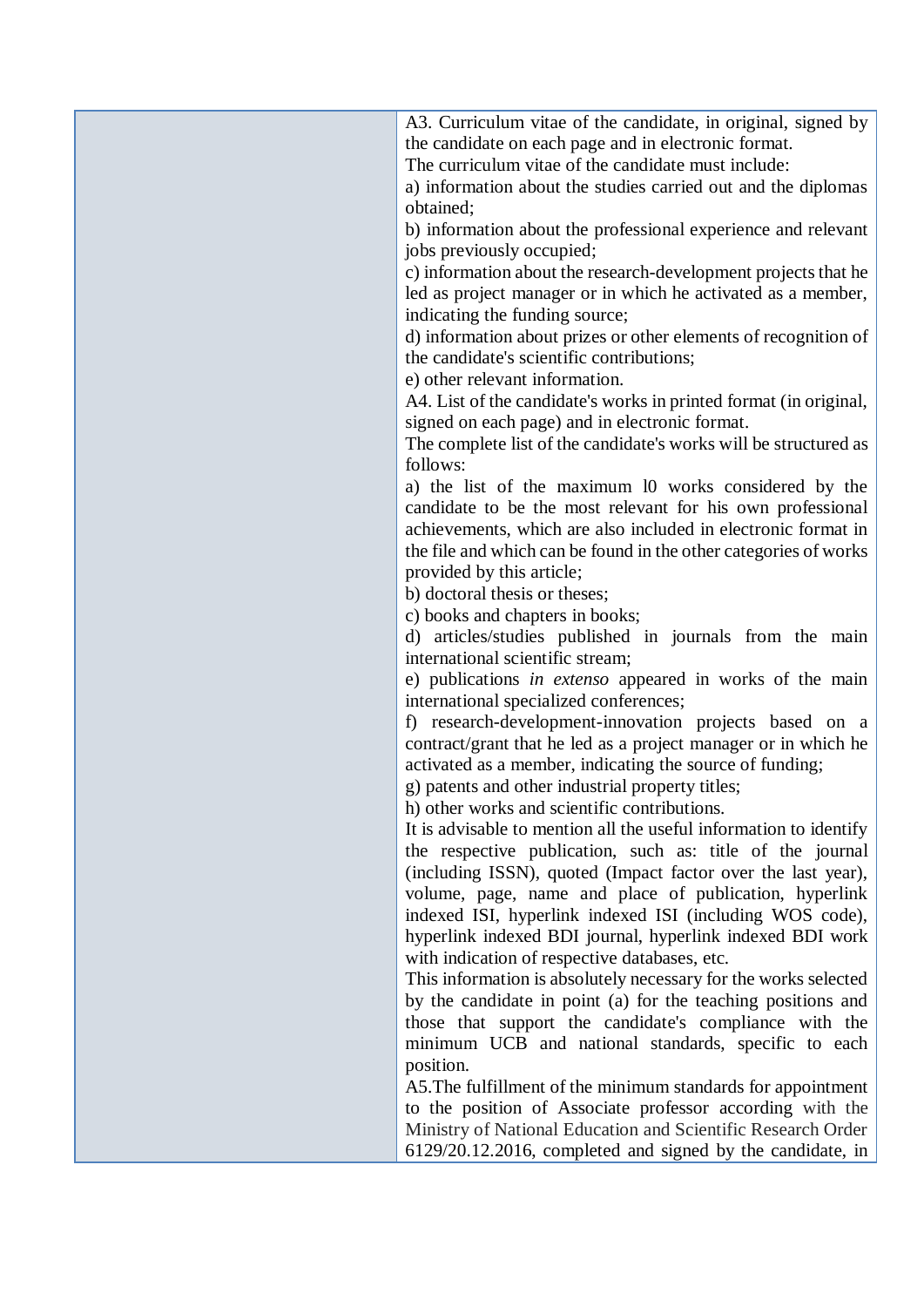| | |
|---|---|
| | A3. Curriculum vitae of the candidate, in original, signed by the candidate on each page and in electronic format.<br>The curriculum vitae of the candidate must include:<br>a) information about the studies carried out and the diplomas obtained;<br>b) information about the professional experience and relevant jobs previously occupied;<br>c) information about the research-development projects that he led as project manager or in which he activated as a member, indicating the funding source;<br>d) information about prizes or other elements of recognition of the candidate's scientific contributions;<br>e) other relevant information.<br>A4. List of the candidate's works in printed format (in original, signed on each page) and in electronic format.<br>The complete list of the candidate's works will be structured as follows:<br>a) the list of the maximum l0 works considered by the candidate to be the most relevant for his own professional achievements, which are also included in electronic format in the file and which can be found in the other categories of works provided by this article;<br>b) doctoral thesis or theses;<br>c) books and chapters in books;<br>d) articles/studies published in journals from the main international scientific stream;<br>e) publications *in extenso* appeared in works of the main international specialized conferences;<br>f) research-development-innovation projects based on a contract/grant that he led as a project manager or in which he activated as a member, indicating the source of funding;<br>g) patents and other industrial property titles;<br>h) other works and scientific contributions.<br>It is advisable to mention all the useful information to identify the respective publication, such as: title of the journal (including ISSN), quoted (Impact factor over the last year), volume, page, name and place of publication, hyperlink indexed ISI, hyperlink indexed ISI (including WOS code), hyperlink indexed BDI journal, hyperlink indexed BDI work with indication of respective databases, etc.<br>This information is absolutely necessary for the works selected by the candidate in point (a) for the teaching positions and those that support the candidate's compliance with the minimum UCB and national standards, specific to each position.<br>A5.The fulfillment of the minimum standards for appointment to the position of Associate professor according with the Ministry of National Education and Scientific Research Order 6129/20.12.2016, completed and signed by the candidate, in |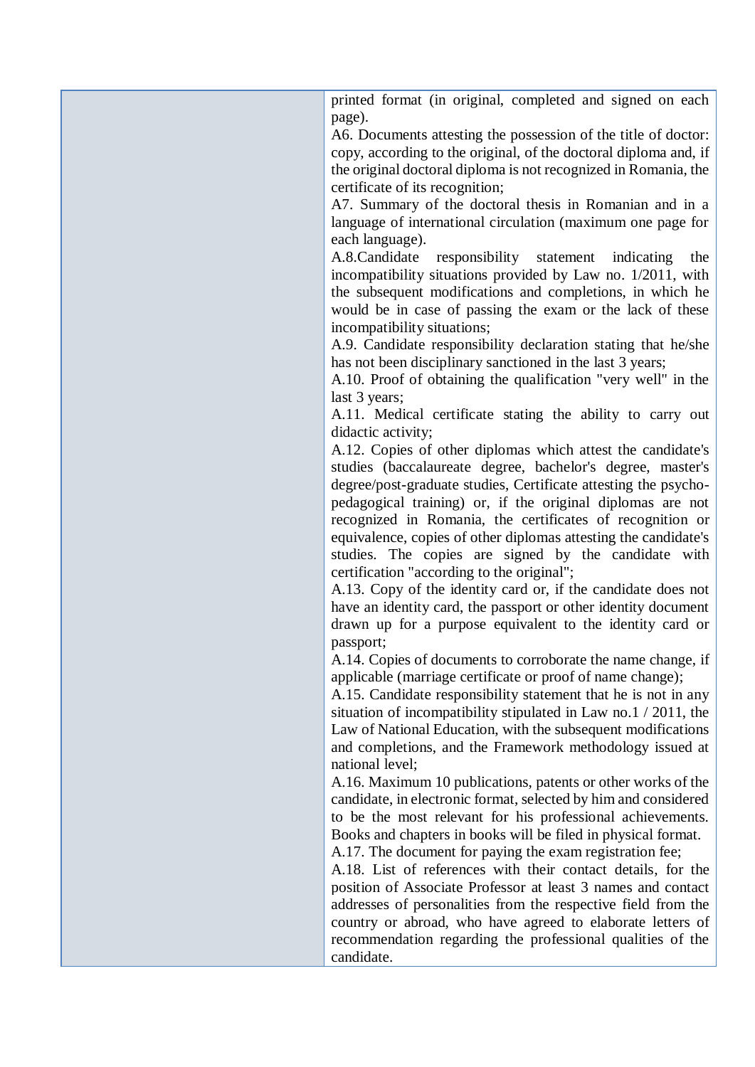| | |
|---|---|
| | printed format (in original, completed and signed on each page).<br>A6. Documents attesting the possession of the title of doctor: copy, according to the original, of the doctoral diploma and, if the original doctoral diploma is not recognized in Romania, the certificate of its recognition;<br>A7. Summary of the doctoral thesis in Romanian and in a language of international circulation (maximum one page for each language).<br>A.8.Candidate responsibility statement indicating the incompatibility situations provided by Law no. 1/2011, with the subsequent modifications and completions, in which he would be in case of passing the exam or the lack of these incompatibility situations;<br>A.9. Candidate responsibility declaration stating that he/she has not been disciplinary sanctioned in the last 3 years;<br>A.10. Proof of obtaining the qualification "very well" in the last 3 years;<br>A.11. Medical certificate stating the ability to carry out didactic activity;<br>A.12. Copies of other diplomas which attest the candidate's studies (baccalaureate degree, bachelor's degree, master's degree/post-graduate studies, Certificate attesting the psycho-pedagogical training) or, if the original diplomas are not recognized in Romania, the certificates of recognition or equivalence, copies of other diplomas attesting the candidate's studies. The copies are signed by the candidate with certification "according to the original";<br>A.13. Copy of the identity card or, if the candidate does not have an identity card, the passport or other identity document drawn up for a purpose equivalent to the identity card or passport;<br>A.14. Copies of documents to corroborate the name change, if applicable (marriage certificate or proof of name change);<br>A.15. Candidate responsibility statement that he is not in any situation of incompatibility stipulated in Law no.1 / 2011, the Law of National Education, with the subsequent modifications and completions, and the Framework methodology issued at national level;<br>A.16. Maximum 10 publications, patents or other works of the candidate, in electronic format, selected by him and considered to be the most relevant for his professional achievements. Books and chapters in books will be filed in physical format.<br>A.17. The document for paying the exam registration fee;<br>A.18. List of references with their contact details, for the position of Associate Professor at least 3 names and contact addresses of personalities from the respective field from the country or abroad, who have agreed to elaborate letters of recommendation regarding the professional qualities of the candidate. |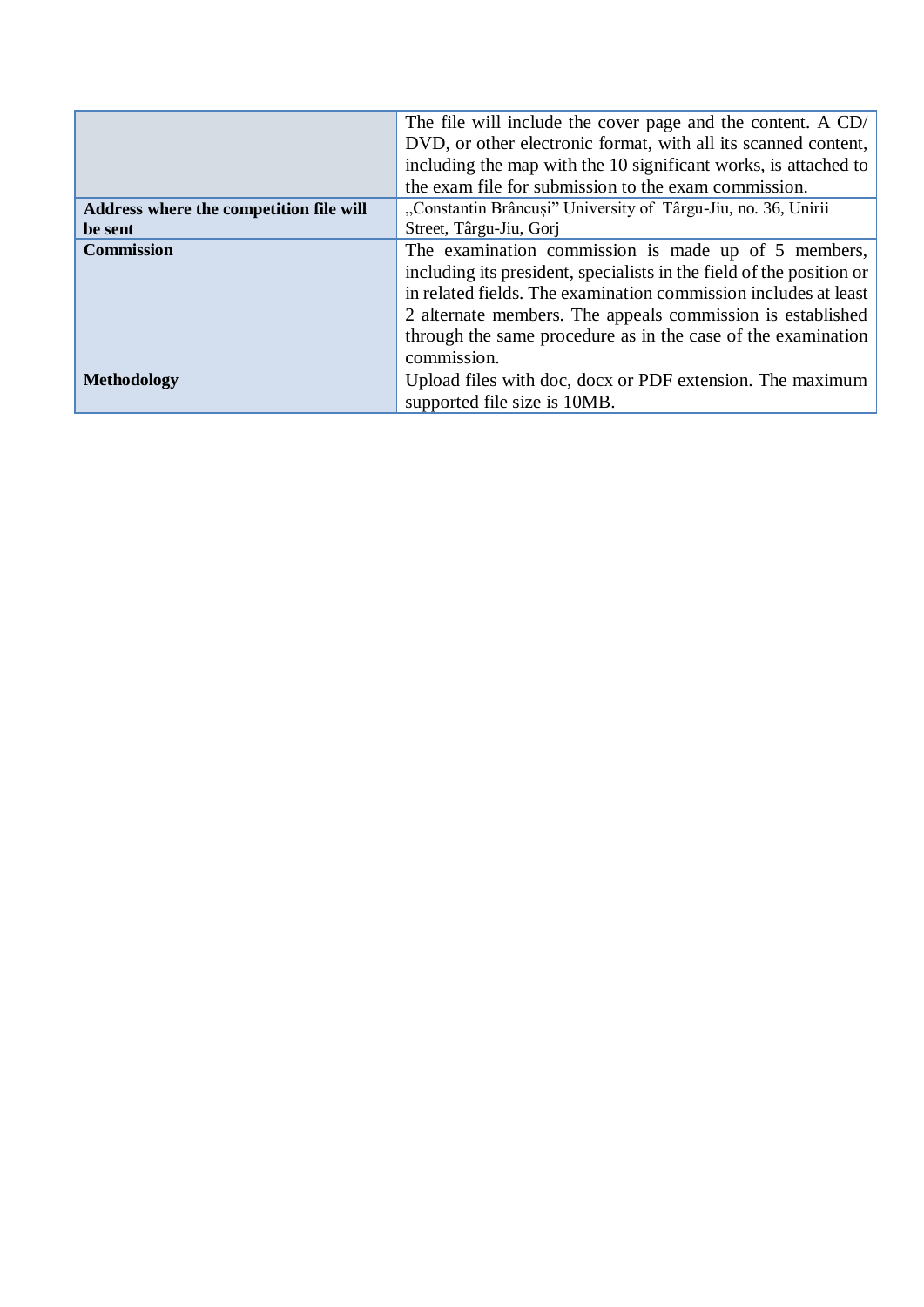| | |
|---|---|
| | The file will include the cover page and the content. A CD/ DVD, or other electronic format, with all its scanned content, including the map with the 10 significant works, is attached to the exam file for submission to the exam commission. |
| **Address where the competition file will be sent** | „Constantin Brâncuși" University of Târgu-Jiu, no. 36, Unirii Street, Târgu-Jiu, Gorj |
| **Commission** | The examination commission is made up of 5 members, including its president, specialists in the field of the position or in related fields. The examination commission includes at least 2 alternate members. The appeals commission is established through the same procedure as in the case of the examination commission. |
| **Methodology** | Upload files with doc, docx or PDF extension. The maximum supported file size is 10MB. |